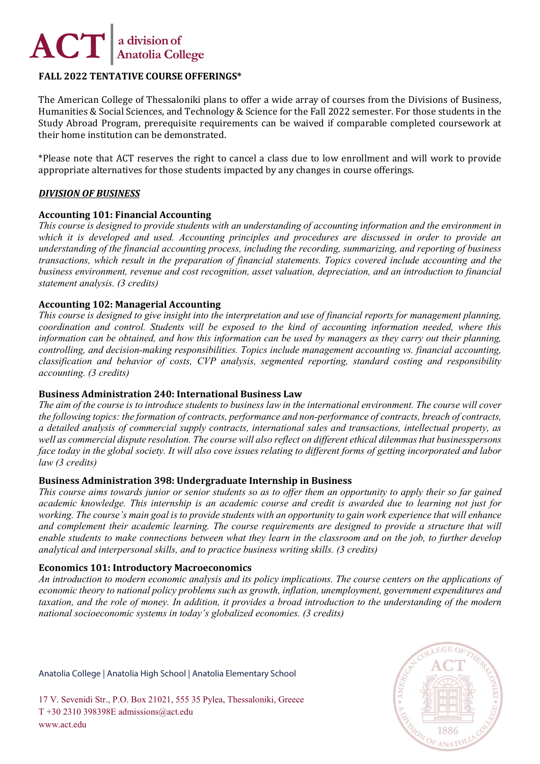# FALL 2022 TENTATIVE COURSE OFFERINGS*

The American College of Thessaloniki plans to offer a wide array of courses from the Divisions of Business, Humanities & Social Sciences, and Technology & Science for the Fall 2022 semester. For those students in the Study Abroad Program, prerequisite requirements can be waived if comparable completed coursework at their home institution can be demonstrated.

*Please note that ACT reserves the right to cancel a class due to low enrollment and will work to provide appropriate alternatives for those students impacted by any changes in course offerings.

## ***DIVISION OF BUSINESS***

### Accounting 101: Financial Accounting

*This course is designed to provide students with an understanding of accounting information and the environment in which it is developed and used. Accounting principles and procedures are discussed in order to provide an understanding of the financial accounting process, including the recording, summarizing, and reporting of business transactions, which result in the preparation of financial statements. Topics covered include accounting and the business environment, revenue and cost recognition, asset valuation, depreciation, and an introduction to financial statement analysis. (3 credits)*

### Accounting 102: Managerial Accounting

*This course is designed to give insight into the interpretation and use of financial reports for management planning, coordination and control. Students will be exposed to the kind of accounting information needed, where this information can be obtained, and how this information can be used by managers as they carry out their planning, controlling, and decision-making responsibilities. Topics include management accounting vs. financial accounting, classification and behavior of costs, CVP analysis, segmented reporting, standard costing and responsibility accounting. (3 credits)*

### Business Administration 240: International Business Law

*The aim of the course is to introduce students to business law in the international environment. The course will cover the following topics: the formation of contracts, performance and non-performance of contracts, breach of contracts, a detailed analysis of commercial supply contracts, international sales and transactions, intellectual property, as well as commercial dispute resolution. The course will also reflect on different ethical dilemmas that businesspersons face today in the global society. It will also cove issues relating to different forms of getting incorporated and labor law (3 credits)*

### Business Administration 398: Undergraduate Internship in Business

*This course aims towards junior or senior students so as to offer them an opportunity to apply their so far gained academic knowledge. This internship is an academic course and credit is awarded due to learning not just for working. The course's main goal is to provide students with an opportunity to gain work experience that will enhance and complement their academic learning. The course requirements are designed to provide a structure that will enable students to make connections between what they learn in the classroom and on the job, to further develop analytical and interpersonal skills, and to practice business writing skills. (3 credits)*

### Economics 101: Introductory Macroeconomics

*An introduction to modern economic analysis and its policy implications. The course centers on the applications of economic theory to national policy problems such as growth, inflation, unemployment, government expenditures and taxation, and the role of money. In addition, it provides a broad introduction to the understanding of the modern national socioeconomic systems in today's globalized economies. (3 credits)*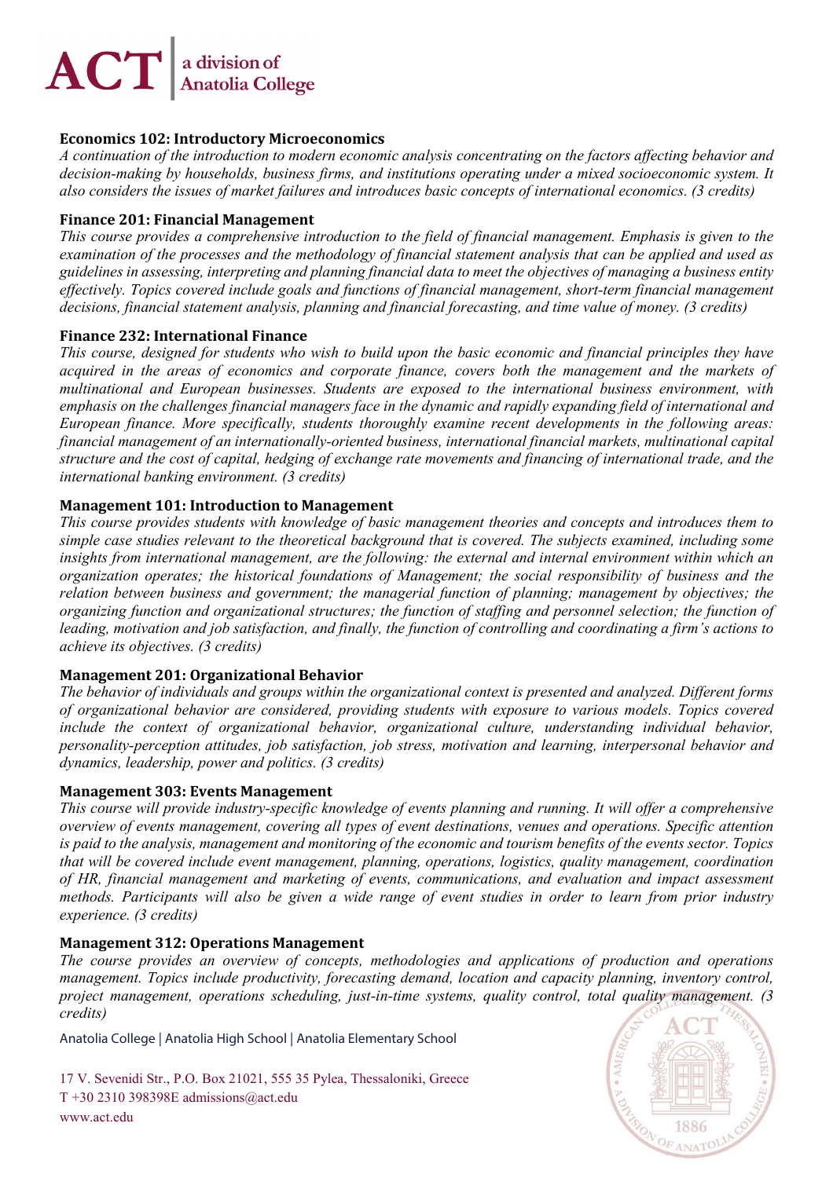**Economics 102: Introductory Microeconomics**

*A continuation of the introduction to modern economic analysis concentrating on the factors affecting behavior and decision-making by households, business firms, and institutions operating under a mixed socioeconomic system. It also considers the issues of market failures and introduces basic concepts of international economics. (3 credits)*

**Finance 201: Financial Management**

*This course provides a comprehensive introduction to the field of financial management. Emphasis is given to the examination of the processes and the methodology of financial statement analysis that can be applied and used as guidelines in assessing, interpreting and planning financial data to meet the objectives of managing a business entity effectively. Topics covered include goals and functions of financial management, short-term financial management decisions, financial statement analysis, planning and financial forecasting, and time value of money. (3 credits)*

**Finance 232: International Finance**

*This course, designed for students who wish to build upon the basic economic and financial principles they have acquired in the areas of economics and corporate finance, covers both the management and the markets of multinational and European businesses. Students are exposed to the international business environment, with emphasis on the challenges financial managers face in the dynamic and rapidly expanding field of international and European finance. More specifically, students thoroughly examine recent developments in the following areas: financial management of an internationally-oriented business, international financial markets, multinational capital structure and the cost of capital, hedging of exchange rate movements and financing of international trade, and the international banking environment. (3 credits)*

**Management 101: Introduction to Management**

*This course provides students with knowledge of basic management theories and concepts and introduces them to simple case studies relevant to the theoretical background that is covered. The subjects examined, including some insights from international management, are the following: the external and internal environment within which an organization operates; the historical foundations of Management; the social responsibility of business and the relation between business and government; the managerial function of planning; management by objectives; the organizing function and organizational structures; the function of staffing and personnel selection; the function of leading, motivation and job satisfaction, and finally, the function of controlling and coordinating a firm's actions to achieve its objectives. (3 credits)*

**Management 201: Organizational Behavior**

*The behavior of individuals and groups within the organizational context is presented and analyzed. Different forms of organizational behavior are considered, providing students with exposure to various models. Topics covered include the context of organizational behavior, organizational culture, understanding individual behavior, personality-perception attitudes, job satisfaction, job stress, motivation and learning, interpersonal behavior and dynamics, leadership, power and politics. (3 credits)*

**Management 303: Events Management**

*This course will provide industry-specific knowledge of events planning and running. It will offer a comprehensive overview of events management, covering all types of event destinations, venues and operations. Specific attention is paid to the analysis, management and monitoring of the economic and tourism benefits of the events sector. Topics that will be covered include event management, planning, operations, logistics, quality management, coordination of HR, financial management and marketing of events, communications, and evaluation and impact assessment methods. Participants will also be given a wide range of event studies in order to learn from prior industry experience. (3 credits)*

**Management 312: Operations Management**

*The course provides an overview of concepts, methodologies and applications of production and operations management. Topics include productivity, forecasting demand, location and capacity planning, inventory control, project management, operations scheduling, just-in-time systems, quality control, total quality management. (3 credits)*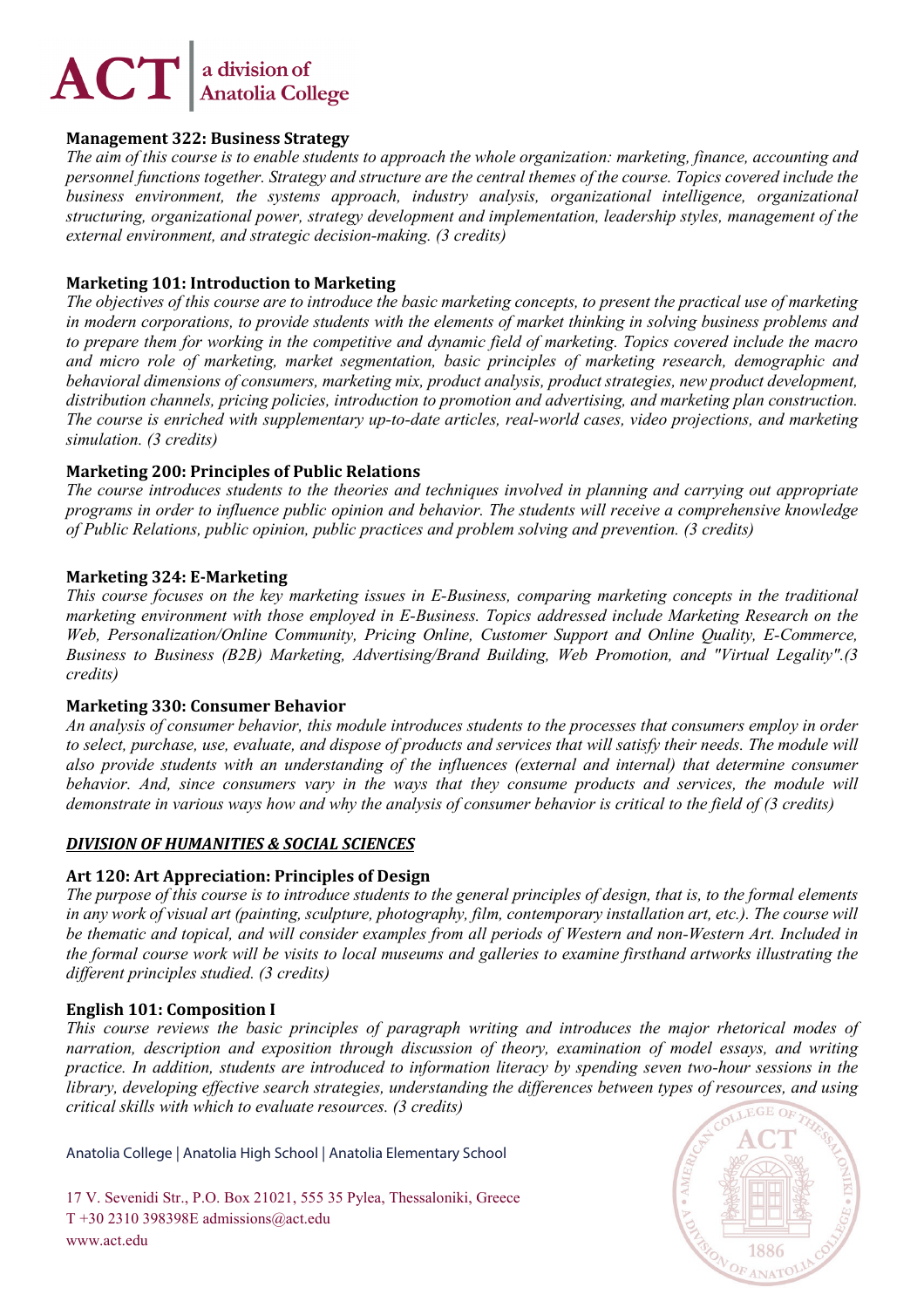### Management 322: Business Strategy

*The aim of this course is to enable students to approach the whole organization: marketing, finance, accounting and personnel functions together. Strategy and structure are the central themes of the course. Topics covered include the business environment, the systems approach, industry analysis, organizational intelligence, organizational structuring, organizational power, strategy development and implementation, leadership styles, management of the external environment, and strategic decision-making. (3 credits)*

### Marketing 101: Introduction to Marketing

*The objectives of this course are to introduce the basic marketing concepts, to present the practical use of marketing in modern corporations, to provide students with the elements of market thinking in solving business problems and to prepare them for working in the competitive and dynamic field of marketing. Topics covered include the macro and micro role of marketing, market segmentation, basic principles of marketing research, demographic and behavioral dimensions of consumers, marketing mix, product analysis, product strategies, new product development, distribution channels, pricing policies, introduction to promotion and advertising, and marketing plan construction. The course is enriched with supplementary up-to-date articles, real-world cases, video projections, and marketing simulation. (3 credits)*

### Marketing 200: Principles of Public Relations

*The course introduces students to the theories and techniques involved in planning and carrying out appropriate programs in order to influence public opinion and behavior. The students will receive a comprehensive knowledge of Public Relations, public opinion, public practices and problem solving and prevention. (3 credits)*

### Marketing 324: E-Marketing

*This course focuses on the key marketing issues in E-Business, comparing marketing concepts in the traditional marketing environment with those employed in E-Business. Topics addressed include Marketing Research on the Web, Personalization/Online Community, Pricing Online, Customer Support and Online Quality, E-Commerce, Business to Business (B2B) Marketing, Advertising/Brand Building, Web Promotion, and "Virtual Legality".(3 credits)*

### Marketing 330: Consumer Behavior

*An analysis of consumer behavior, this module introduces students to the processes that consumers employ in order to select, purchase, use, evaluate, and dispose of products and services that will satisfy their needs. The module will also provide students with an understanding of the influences (external and internal) that determine consumer behavior. And, since consumers vary in the ways that they consume products and services, the module will demonstrate in various ways how and why the analysis of consumer behavior is critical to the field of (3 credits)*

## ***DIVISION OF HUMANITIES & SOCIAL SCIENCES***

### Art 120: Art Appreciation: Principles of Design

*The purpose of this course is to introduce students to the general principles of design, that is, to the formal elements in any work of visual art (painting, sculpture, photography, film, contemporary installation art, etc.). The course will be thematic and topical, and will consider examples from all periods of Western and non-Western Art. Included in the formal course work will be visits to local museums and galleries to examine firsthand artworks illustrating the different principles studied. (3 credits)*

### English 101: Composition I

*This course reviews the basic principles of paragraph writing and introduces the major rhetorical modes of narration, description and exposition through discussion of theory, examination of model essays, and writing practice. In addition, students are introduced to information literacy by spending seven two-hour sessions in the library, developing effective search strategies, understanding the differences between types of resources, and using critical skills with which to evaluate resources. (3 credits)*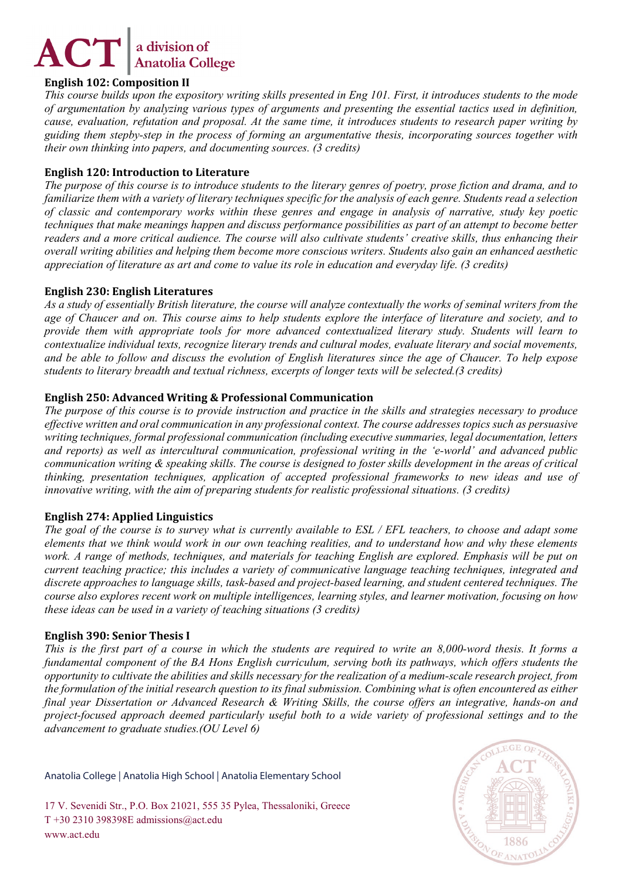### English 102: Composition II

*This course builds upon the expository writing skills presented in Eng 101. First, it introduces students to the mode of argumentation by analyzing various types of arguments and presenting the essential tactics used in definition, cause, evaluation, refutation and proposal. At the same time, it introduces students to research paper writing by guiding them stepby-step in the process of forming an argumentative thesis, incorporating sources together with their own thinking into papers, and documenting sources. (3 credits)*

### English 120: Introduction to Literature

*The purpose of this course is to introduce students to the literary genres of poetry, prose fiction and drama, and to familiarize them with a variety of literary techniques specific for the analysis of each genre. Students read a selection of classic and contemporary works within these genres and engage in analysis of narrative, study key poetic techniques that make meanings happen and discuss performance possibilities as part of an attempt to become better readers and a more critical audience. The course will also cultivate students' creative skills, thus enhancing their overall writing abilities and helping them become more conscious writers. Students also gain an enhanced aesthetic appreciation of literature as art and come to value its role in education and everyday life. (3 credits)*

### English 230: English Literatures

*As a study of essentially British literature, the course will analyze contextually the works of seminal writers from the age of Chaucer and on. This course aims to help students explore the interface of literature and society, and to provide them with appropriate tools for more advanced contextualized literary study. Students will learn to contextualize individual texts, recognize literary trends and cultural modes, evaluate literary and social movements, and be able to follow and discuss the evolution of English literatures since the age of Chaucer. To help expose students to literary breadth and textual richness, excerpts of longer texts will be selected.(3 credits)*

### English 250: Advanced Writing & Professional Communication

*The purpose of this course is to provide instruction and practice in the skills and strategies necessary to produce effective written and oral communication in any professional context. The course addresses topics such as persuasive writing techniques, formal professional communication (including executive summaries, legal documentation, letters and reports) as well as intercultural communication, professional writing in the 'e-world' and advanced public communication writing & speaking skills. The course is designed to foster skills development in the areas of critical thinking, presentation techniques, application of accepted professional frameworks to new ideas and use of innovative writing, with the aim of preparing students for realistic professional situations. (3 credits)*

### English 274: Applied Linguistics

*The goal of the course is to survey what is currently available to ESL / EFL teachers, to choose and adapt some elements that we think would work in our own teaching realities, and to understand how and why these elements work. A range of methods, techniques, and materials for teaching English are explored. Emphasis will be put on current teaching practice; this includes a variety of communicative language teaching techniques, integrated and discrete approaches to language skills, task-based and project-based learning, and student centered techniques. The course also explores recent work on multiple intelligences, learning styles, and learner motivation, focusing on how these ideas can be used in a variety of teaching situations (3 credits)*

### English 390: Senior Thesis I

*This is the first part of a course in which the students are required to write an 8,000-word thesis. It forms a fundamental component of the BA Hons English curriculum, serving both its pathways, which offers students the opportunity to cultivate the abilities and skills necessary for the realization of a medium-scale research project, from the formulation of the initial research question to its final submission. Combining what is often encountered as either final year Dissertation or Advanced Research & Writing Skills, the course offers an integrative, hands-on and project-focused approach deemed particularly useful both to a wide variety of professional settings and to the advancement to graduate studies.(OU Level 6)*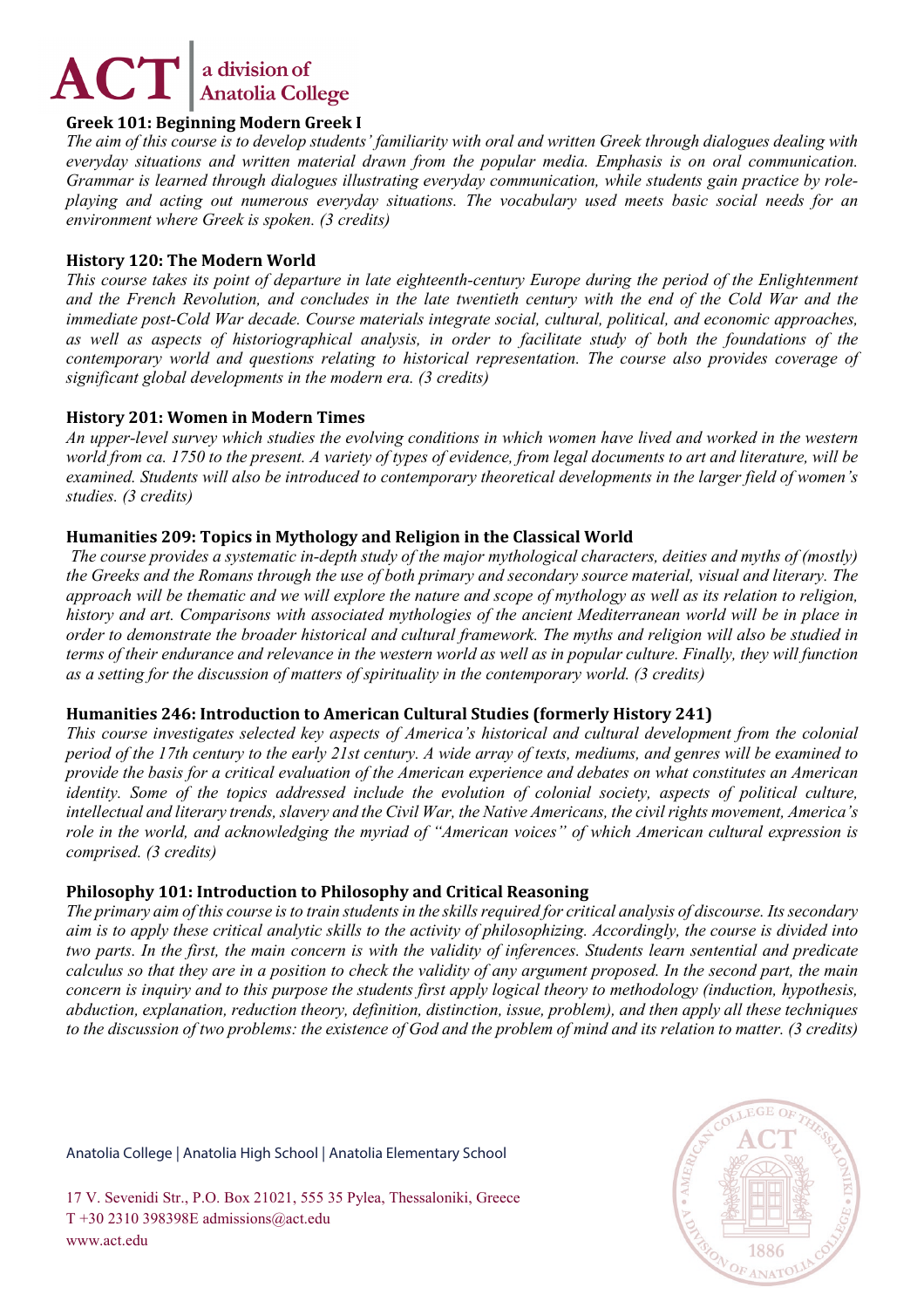### Greek 101: Beginning Modern Greek I

*The aim of this course is to develop students' familiarity with oral and written Greek through dialogues dealing with everyday situations and written material drawn from the popular media. Emphasis is on oral communication. Grammar is learned through dialogues illustrating everyday communication, while students gain practice by role-playing and acting out numerous everyday situations. The vocabulary used meets basic social needs for an environment where Greek is spoken. (3 credits)*

### History 120: The Modern World

*This course takes its point of departure in late eighteenth-century Europe during the period of the Enlightenment and the French Revolution, and concludes in the late twentieth century with the end of the Cold War and the immediate post-Cold War decade. Course materials integrate social, cultural, political, and economic approaches, as well as aspects of historiographical analysis, in order to facilitate study of both the foundations of the contemporary world and questions relating to historical representation. The course also provides coverage of significant global developments in the modern era. (3 credits)*

### History 201: Women in Modern Times

*An upper-level survey which studies the evolving conditions in which women have lived and worked in the western world from ca. 1750 to the present. A variety of types of evidence, from legal documents to art and literature, will be examined. Students will also be introduced to contemporary theoretical developments in the larger field of women's studies. (3 credits)*

### Humanities 209: Topics in Mythology and Religion in the Classical World

*The course provides a systematic in-depth study of the major mythological characters, deities and myths of (mostly) the Greeks and the Romans through the use of both primary and secondary source material, visual and literary. The approach will be thematic and we will explore the nature and scope of mythology as well as its relation to religion, history and art. Comparisons with associated mythologies of the ancient Mediterranean world will be in place in order to demonstrate the broader historical and cultural framework. The myths and religion will also be studied in terms of their endurance and relevance in the western world as well as in popular culture. Finally, they will function as a setting for the discussion of matters of spirituality in the contemporary world. (3 credits)*

### Humanities 246: Introduction to American Cultural Studies (formerly History 241)

*This course investigates selected key aspects of America's historical and cultural development from the colonial period of the 17th century to the early 21st century. A wide array of texts, mediums, and genres will be examined to provide the basis for a critical evaluation of the American experience and debates on what constitutes an American identity. Some of the topics addressed include the evolution of colonial society, aspects of political culture, intellectual and literary trends, slavery and the Civil War, the Native Americans, the civil rights movement, America's role in the world, and acknowledging the myriad of "American voices" of which American cultural expression is comprised. (3 credits)*

### Philosophy 101: Introduction to Philosophy and Critical Reasoning

*The primary aim of this course is to train students in the skills required for critical analysis of discourse. Its secondary aim is to apply these critical analytic skills to the activity of philosophizing. Accordingly, the course is divided into two parts. In the first, the main concern is with the validity of inferences. Students learn sentential and predicate calculus so that they are in a position to check the validity of any argument proposed. In the second part, the main concern is inquiry and to this purpose the students first apply logical theory to methodology (induction, hypothesis, abduction, explanation, reduction theory, definition, distinction, issue, problem), and then apply all these techniques to the discussion of two problems: the existence of God and the problem of mind and its relation to matter. (3 credits)*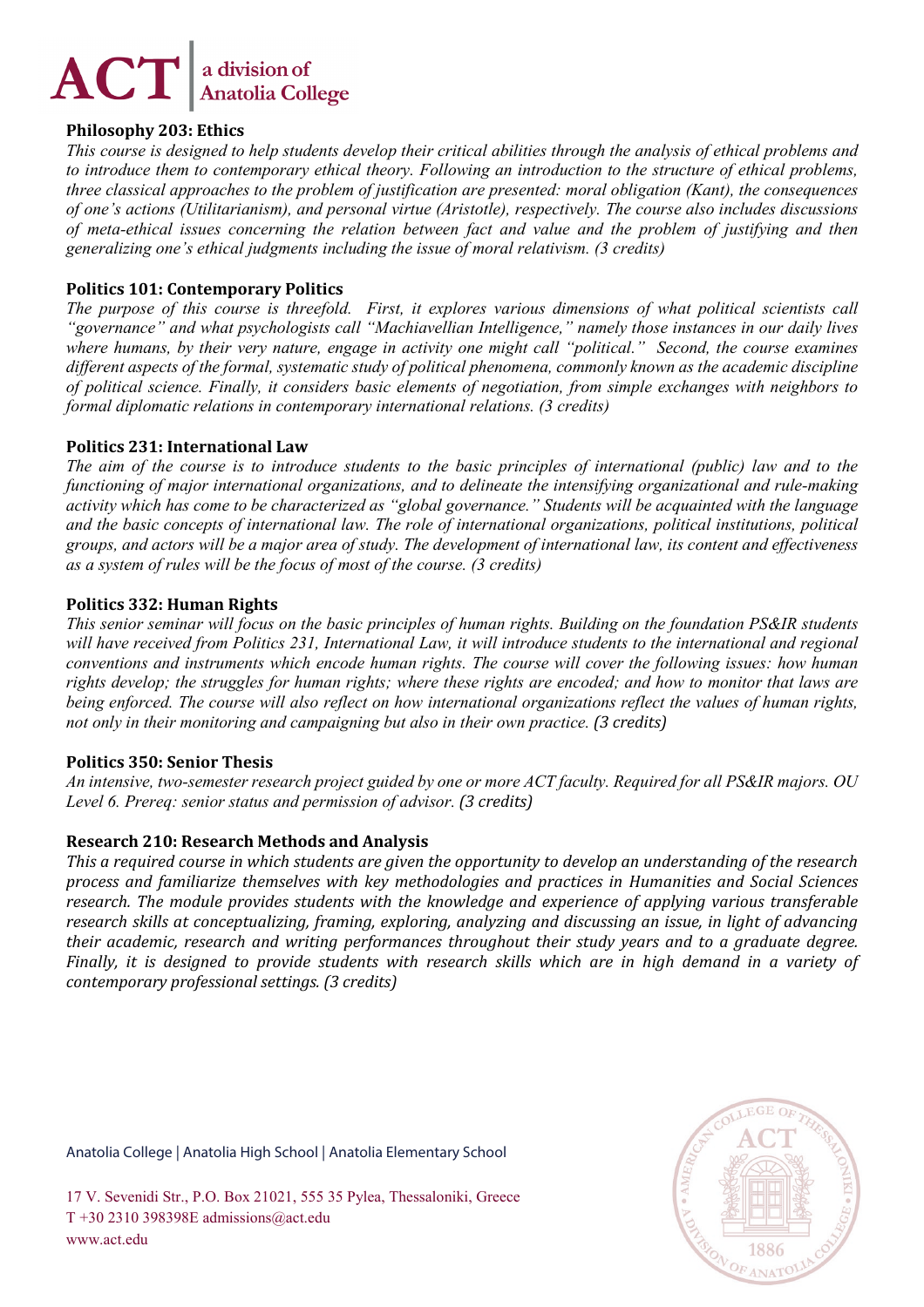### Philosophy 203: Ethics

*This course is designed to help students develop their critical abilities through the analysis of ethical problems and to introduce them to contemporary ethical theory. Following an introduction to the structure of ethical problems, three classical approaches to the problem of justification are presented: moral obligation (Kant), the consequences of one's actions (Utilitarianism), and personal virtue (Aristotle), respectively. The course also includes discussions of meta-ethical issues concerning the relation between fact and value and the problem of justifying and then generalizing one's ethical judgments including the issue of moral relativism. (3 credits)*

### Politics 101: Contemporary Politics

*The purpose of this course is threefold. First, it explores various dimensions of what political scientists call "governance" and what psychologists call "Machiavellian Intelligence," namely those instances in our daily lives where humans, by their very nature, engage in activity one might call "political." Second, the course examines different aspects of the formal, systematic study of political phenomena, commonly known as the academic discipline of political science. Finally, it considers basic elements of negotiation, from simple exchanges with neighbors to formal diplomatic relations in contemporary international relations. (3 credits)*

### Politics 231: International Law

*The aim of the course is to introduce students to the basic principles of international (public) law and to the functioning of major international organizations, and to delineate the intensifying organizational and rule-making activity which has come to be characterized as "global governance." Students will be acquainted with the language and the basic concepts of international law. The role of international organizations, political institutions, political groups, and actors will be a major area of study. The development of international law, its content and effectiveness as a system of rules will be the focus of most of the course. (3 credits)*

### Politics 332: Human Rights

*This senior seminar will focus on the basic principles of human rights. Building on the foundation PS&IR students will have received from Politics 231, International Law, it will introduce students to the international and regional conventions and instruments which encode human rights. The course will cover the following issues: how human rights develop; the struggles for human rights; where these rights are encoded; and how to monitor that laws are being enforced. The course will also reflect on how international organizations reflect the values of human rights, not only in their monitoring and campaigning but also in their own practice. (3 credits)*

### Politics 350: Senior Thesis

*An intensive, two-semester research project guided by one or more ACT faculty. Required for all PS&IR majors. OU Level 6. Prereq: senior status and permission of advisor. (3 credits)*

### Research 210: Research Methods and Analysis

*This a required course in which students are given the opportunity to develop an understanding of the research process and familiarize themselves with key methodologies and practices in Humanities and Social Sciences research. The module provides students with the knowledge and experience of applying various transferable research skills at conceptualizing, framing, exploring, analyzing and discussing an issue, in light of advancing their academic, research and writing performances throughout their study years and to a graduate degree. Finally, it is designed to provide students with research skills which are in high demand in a variety of contemporary professional settings. (3 credits)*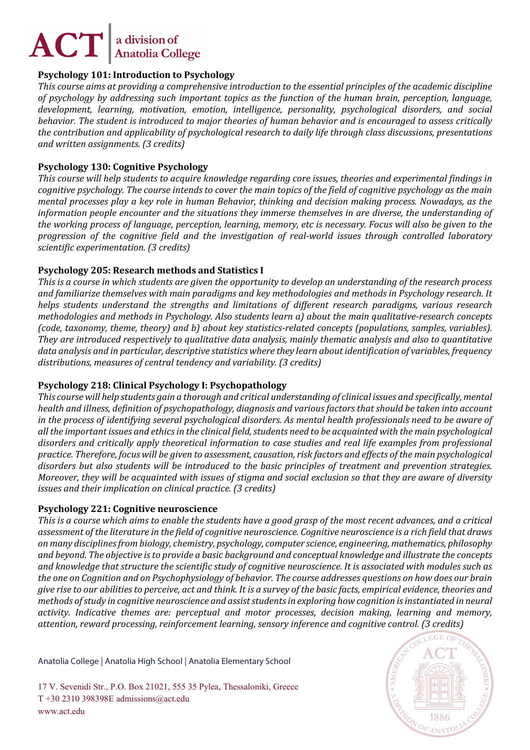### Psychology 101: Introduction to Psychology

*This course aims at providing a comprehensive introduction to the essential principles of the academic discipline of psychology by addressing such important topics as the function of the human brain, perception, language, development, learning, motivation, emotion, intelligence, personality, psychological disorders, and social behavior. The student is introduced to major theories of human behavior and is encouraged to assess critically the contribution and applicability of psychological research to daily life through class discussions, presentations and written assignments. (3 credits)*

### Psychology 130: Cognitive Psychology

*This course will help students to acquire knowledge regarding core issues, theories and experimental findings in cognitive psychology. The course intends to cover the main topics of the field of cognitive psychology as the main mental processes play a key role in human Behavior, thinking and decision making process. Nowadays, as the information people encounter and the situations they immerse themselves in are diverse, the understanding of the working process of language, perception, learning, memory, etc is necessary. Focus will also be given to the progression of the cognitive field and the investigation of real-world issues through controlled laboratory scientific experimentation. (3 credits)*

### Psychology 205: Research methods and Statistics I

*This is a course in which students are given the opportunity to develop an understanding of the research process and familiarize themselves with main paradigms and key methodologies and methods in Psychology research. It helps students understand the strengths and limitations of different research paradigms, various research methodologies and methods in Psychology. Also students learn a) about the main qualitative-research concepts (code, taxonomy, theme, theory) and b) about key statistics-related concepts (populations, samples, variables). They are introduced respectively to qualitative data analysis, mainly thematic analysis and also to quantitative data analysis and in particular, descriptive statistics where they learn about identification of variables, frequency distributions, measures of central tendency and variability. (3 credits)*

### Psychology 218: Clinical Psychology I: Psychopathology

*This course will help students gain a thorough and critical understanding of clinical issues and specifically, mental health and illness, definition of psychopathology, diagnosis and various factors that should be taken into account in the process of identifying several psychological disorders. As mental health professionals need to be aware of all the important issues and ethics in the clinical field, students need to be acquainted with the main psychological disorders and critically apply theoretical information to case studies and real life examples from professional practice. Therefore, focus will be given to assessment, causation, risk factors and effects of the main psychological disorders but also students will be introduced to the basic principles of treatment and prevention strategies. Moreover, they will be acquainted with issues of stigma and social exclusion so that they are aware of diversity issues and their implication on clinical practice. (3 credits)*

### Psychology 221: Cognitive neuroscience

*This is a course which aims to enable the students have a good grasp of the most recent advances, and a critical assessment of the literature in the field of cognitive neuroscience. Cognitive neuroscience is a rich field that draws on many disciplines from biology, chemistry, psychology, computer science, engineering, mathematics, philosophy and beyond. The objective is to provide a basic background and conceptual knowledge and illustrate the concepts and knowledge that structure the scientific study of cognitive neuroscience. It is associated with modules such as the one on Cognition and on Psychophysiology of behavior. The course addresses questions on how does our brain give rise to our abilities to perceive, act and think. It is a survey of the basic facts, empirical evidence, theories and methods of study in cognitive neuroscience and assist students in exploring how cognition is instantiated in neural activity. Indicative themes are: perceptual and motor processes, decision making, learning and memory, attention, reward processing, reinforcement learning, sensory inference and cognitive control. (3 credits)*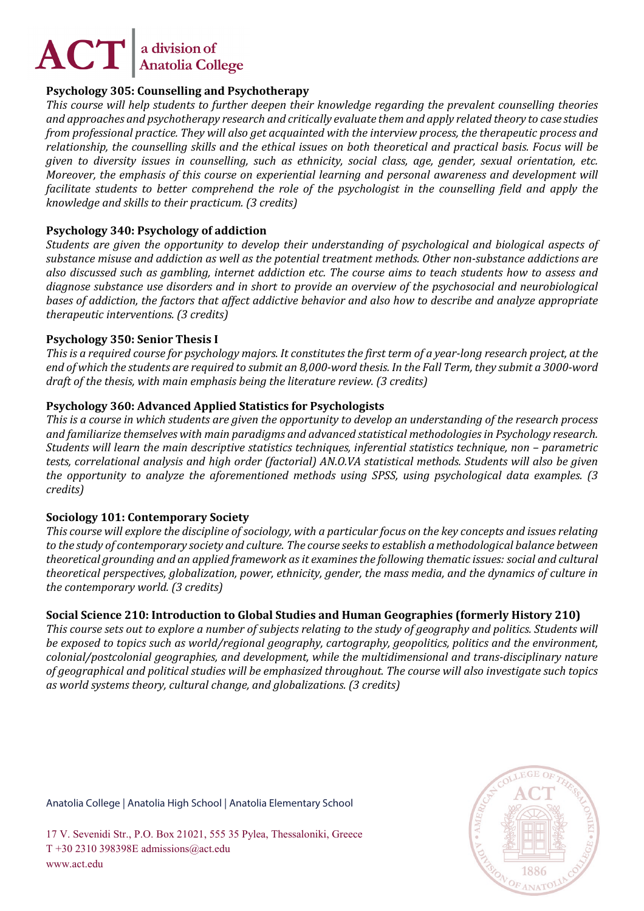**Psychology 305: Counselling and Psychotherapy**

*This course will help students to further deepen their knowledge regarding the prevalent counselling theories and approaches and psychotherapy research and critically evaluate them and apply related theory to case studies from professional practice. They will also get acquainted with the interview process, the therapeutic process and relationship, the counselling skills and the ethical issues on both theoretical and practical basis. Focus will be given to diversity issues in counselling, such as ethnicity, social class, age, gender, sexual orientation, etc. Moreover, the emphasis of this course on experiential learning and personal awareness and development will facilitate students to better comprehend the role of the psychologist in the counselling field and apply the knowledge and skills to their practicum. (3 credits)*

**Psychology 340: Psychology of addiction**

*Students are given the opportunity to develop their understanding of psychological and biological aspects of substance misuse and addiction as well as the potential treatment methods. Other non-substance addictions are also discussed such as gambling, internet addiction etc. The course aims to teach students how to assess and diagnose substance use disorders and in short to provide an overview of the psychosocial and neurobiological bases of addiction, the factors that affect addictive behavior and also how to describe and analyze appropriate therapeutic interventions. (3 credits)*

**Psychology 350: Senior Thesis I**

*This is a required course for psychology majors. It constitutes the first term of a year-long research project, at the end of which the students are required to submit an 8,000-word thesis. In the Fall Term, they submit a 3000-word draft of the thesis, with main emphasis being the literature review. (3 credits)*

**Psychology 360: Advanced Applied Statistics for Psychologists**

*This is a course in which students are given the opportunity to develop an understanding of the research process and familiarize themselves with main paradigms and advanced statistical methodologies in Psychology research. Students will learn the main descriptive statistics techniques, inferential statistics technique, non – parametric tests, correlational analysis and high order (factorial) AN.O.VA statistical methods. Students will also be given the opportunity to analyze the aforementioned methods using SPSS, using psychological data examples. (3 credits)*

**Sociology 101: Contemporary Society**

*This course will explore the discipline of sociology, with a particular focus on the key concepts and issues relating to the study of contemporary society and culture. The course seeks to establish a methodological balance between theoretical grounding and an applied framework as it examines the following thematic issues: social and cultural theoretical perspectives, globalization, power, ethnicity, gender, the mass media, and the dynamics of culture in the contemporary world. (3 credits)*

**Social Science 210: Introduction to Global Studies and Human Geographies (formerly History 210)**

*This course sets out to explore a number of subjects relating to the study of geography and politics. Students will be exposed to topics such as world/regional geography, cartography, geopolitics, politics and the environment, colonial/postcolonial geographies, and development, while the multidimensional and trans-disciplinary nature of geographical and political studies will be emphasized throughout. The course will also investigate such topics as world systems theory, cultural change, and globalizations. (3 credits)*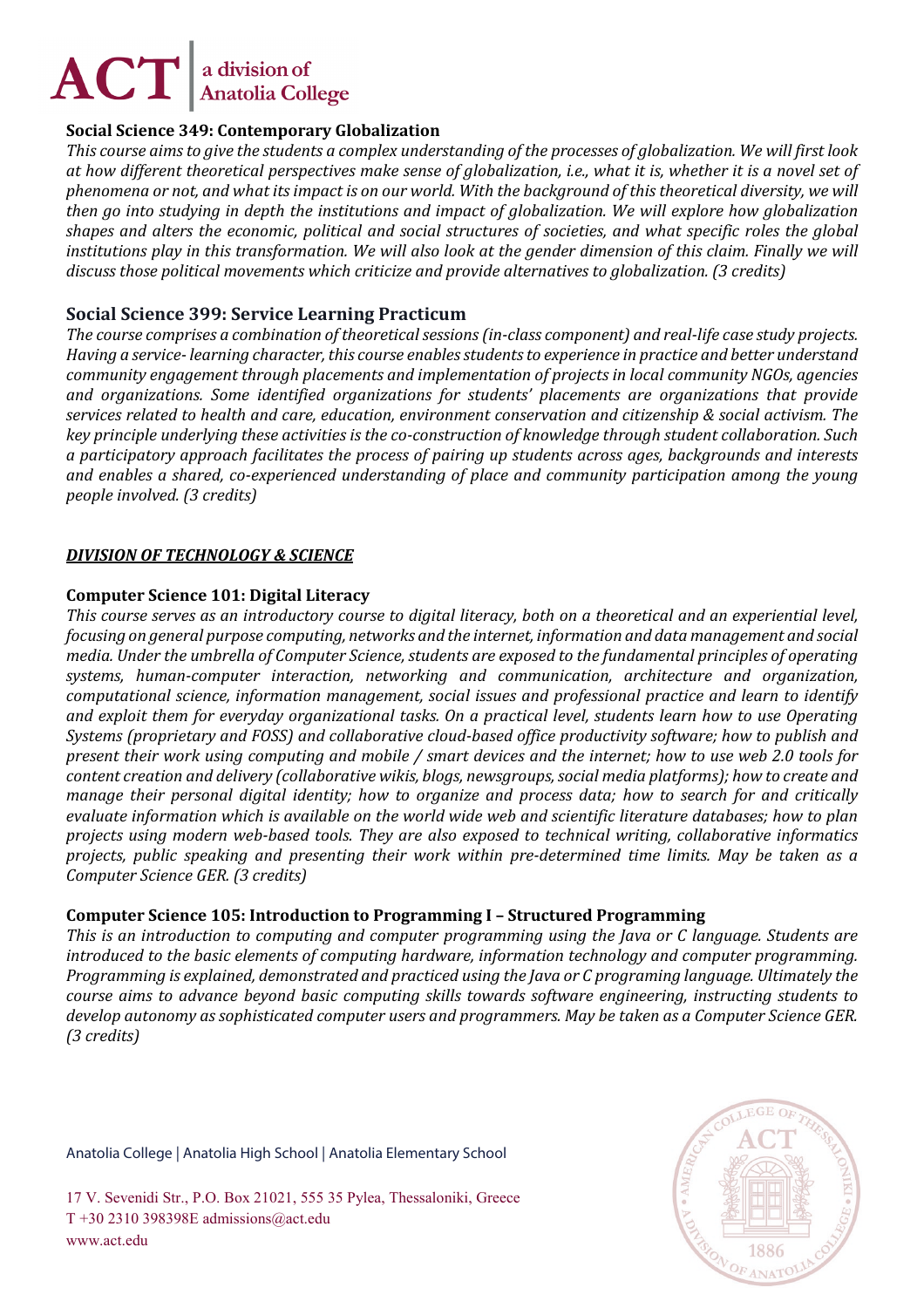**Social Science 349: Contemporary Globalization**

*This course aims to give the students a complex understanding of the processes of globalization. We will first look at how different theoretical perspectives make sense of globalization, i.e., what it is, whether it is a novel set of phenomena or not, and what its impact is on our world. With the background of this theoretical diversity, we will then go into studying in depth the institutions and impact of globalization. We will explore how globalization shapes and alters the economic, political and social structures of societies, and what specific roles the global institutions play in this transformation. We will also look at the gender dimension of this claim. Finally we will discuss those political movements which criticize and provide alternatives to globalization. (3 credits)*

## Social Science 399: Service Learning Practicum

*The course comprises a combination of theoretical sessions (in-class component) and real-life case study projects. Having a service- learning character, this course enables students to experience in practice and better understand community engagement through placements and implementation of projects in local community NGOs, agencies and organizations. Some identified organizations for students' placements are organizations that provide services related to health and care, education, environment conservation and citizenship & social activism. The key principle underlying these activities is the co-construction of knowledge through student collaboration. Such a participatory approach facilitates the process of pairing up students across ages, backgrounds and interests and enables a shared, co-experienced understanding of place and community participation among the young people involved. (3 credits)*

***DIVISION OF TECHNOLOGY & SCIENCE***

**Computer Science 101: Digital Literacy**

*This course serves as an introductory course to digital literacy, both on a theoretical and an experiential level, focusing on general purpose computing, networks and the internet, information and data management and social media. Under the umbrella of Computer Science, students are exposed to the fundamental principles of operating systems, human-computer interaction, networking and communication, architecture and organization, computational science, information management, social issues and professional practice and learn to identify and exploit them for everyday organizational tasks. On a practical level, students learn how to use Operating Systems (proprietary and FOSS) and collaborative cloud-based office productivity software; how to publish and present their work using computing and mobile / smart devices and the internet; how to use web 2.0 tools for content creation and delivery (collaborative wikis, blogs, newsgroups, social media platforms); how to create and manage their personal digital identity; how to organize and process data; how to search for and critically evaluate information which is available on the world wide web and scientific literature databases; how to plan projects using modern web-based tools. They are also exposed to technical writing, collaborative informatics projects, public speaking and presenting their work within pre-determined time limits. May be taken as a Computer Science GER. (3 credits)*

**Computer Science 105: Introduction to Programming I – Structured Programming**

*This is an introduction to computing and computer programming using the Java or C language. Students are introduced to the basic elements of computing hardware, information technology and computer programming. Programming is explained, demonstrated and practiced using the Java or C programing language. Ultimately the course aims to advance beyond basic computing skills towards software engineering, instructing students to develop autonomy as sophisticated computer users and programmers. May be taken as a Computer Science GER. (3 credits)*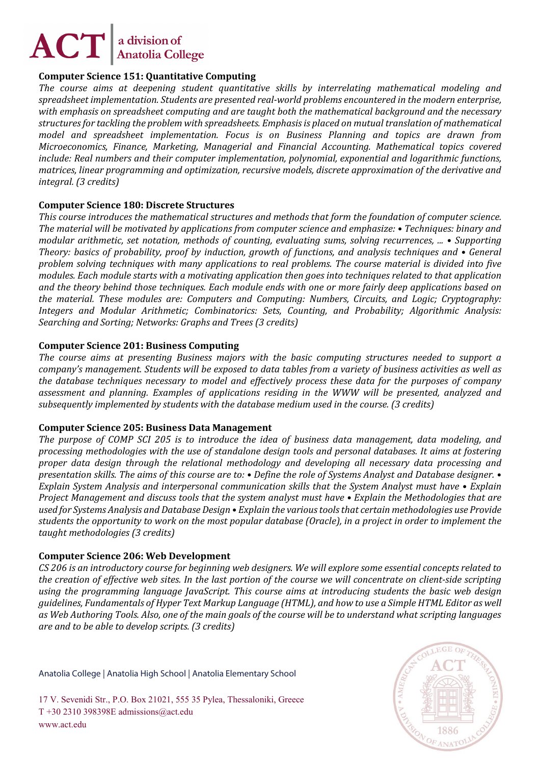**Computer Science 151: Quantitative Computing**

*The course aims at deepening student quantitative skills by interrelating mathematical modeling and spreadsheet implementation. Students are presented real-world problems encountered in the modern enterprise, with emphasis on spreadsheet computing and are taught both the mathematical background and the necessary structures for tackling the problem with spreadsheets. Emphasis is placed on mutual translation of mathematical model and spreadsheet implementation. Focus is on Business Planning and topics are drawn from Microeconomics, Finance, Marketing, Managerial and Financial Accounting. Mathematical topics covered include: Real numbers and their computer implementation, polynomial, exponential and logarithmic functions, matrices, linear programming and optimization, recursive models, discrete approximation of the derivative and integral. (3 credits)*

**Computer Science 180: Discrete Structures**

*This course introduces the mathematical structures and methods that form the foundation of computer science. The material will be motivated by applications from computer science and emphasize: • Techniques: binary and modular arithmetic, set notation, methods of counting, evaluating sums, solving recurrences, ... • Supporting Theory: basics of probability, proof by induction, growth of functions, and analysis techniques and • General problem solving techniques with many applications to real problems. The course material is divided into five modules. Each module starts with a motivating application then goes into techniques related to that application and the theory behind those techniques. Each module ends with one or more fairly deep applications based on the material. These modules are: Computers and Computing: Numbers, Circuits, and Logic; Cryptography: Integers and Modular Arithmetic; Combinatorics: Sets, Counting, and Probability; Algorithmic Analysis: Searching and Sorting; Networks: Graphs and Trees (3 credits)*

**Computer Science 201: Business Computing**

*The course aims at presenting Business majors with the basic computing structures needed to support a company's management. Students will be exposed to data tables from a variety of business activities as well as the database techniques necessary to model and effectively process these data for the purposes of company assessment and planning. Examples of applications residing in the WWW will be presented, analyzed and subsequently implemented by students with the database medium used in the course. (3 credits)*

**Computer Science 205: Business Data Management**

*The purpose of COMP SCI 205 is to introduce the idea of business data management, data modeling, and processing methodologies with the use of standalone design tools and personal databases. It aims at fostering proper data design through the relational methodology and developing all necessary data processing and presentation skills. The aims of this course are to: • Define the role of Systems Analyst and Database designer. • Explain System Analysis and interpersonal communication skills that the System Analyst must have • Explain Project Management and discuss tools that the system analyst must have • Explain the Methodologies that are used for Systems Analysis and Database Design • Explain the various tools that certain methodologies use Provide students the opportunity to work on the most popular database (Oracle), in a project in order to implement the taught methodologies (3 credits)*

**Computer Science 206: Web Development**

*CS 206 is an introductory course for beginning web designers. We will explore some essential concepts related to the creation of effective web sites. In the last portion of the course we will concentrate on client-side scripting using the programming language JavaScript. This course aims at introducing students the basic web design guidelines, Fundamentals of Hyper Text Markup Language (HTML), and how to use a Simple HTML Editor as well as Web Authoring Tools. Also, one of the main goals of the course will be to understand what scripting languages are and to be able to develop scripts. (3 credits)*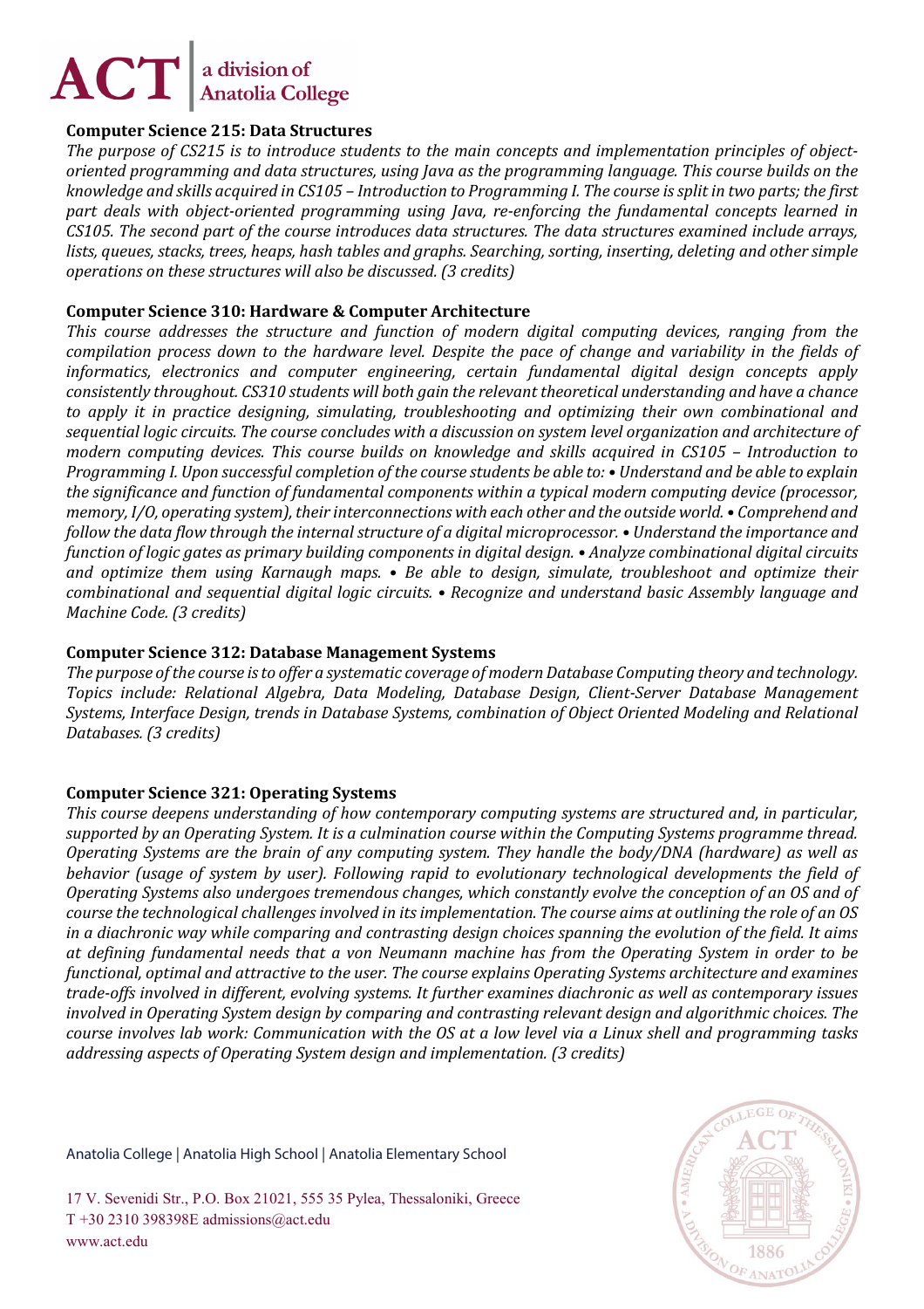**Computer Science 215: Data Structures**

*The purpose of CS215 is to introduce students to the main concepts and implementation principles of object-oriented programming and data structures, using Java as the programming language. This course builds on the knowledge and skills acquired in CS105 – Introduction to Programming I. The course is split in two parts; the first part deals with object-oriented programming using Java, re-enforcing the fundamental concepts learned in CS105. The second part of the course introduces data structures. The data structures examined include arrays, lists, queues, stacks, trees, heaps, hash tables and graphs. Searching, sorting, inserting, deleting and other simple operations on these structures will also be discussed. (3 credits)*

**Computer Science 310: Hardware & Computer Architecture**

*This course addresses the structure and function of modern digital computing devices, ranging from the compilation process down to the hardware level. Despite the pace of change and variability in the fields of informatics, electronics and computer engineering, certain fundamental digital design concepts apply consistently throughout. CS310 students will both gain the relevant theoretical understanding and have a chance to apply it in practice designing, simulating, troubleshooting and optimizing their own combinational and sequential logic circuits. The course concludes with a discussion on system level organization and architecture of modern computing devices. This course builds on knowledge and skills acquired in CS105 – Introduction to Programming I. Upon successful completion of the course students be able to: • Understand and be able to explain the significance and function of fundamental components within a typical modern computing device (processor, memory, I/O, operating system), their interconnections with each other and the outside world. • Comprehend and follow the data flow through the internal structure of a digital microprocessor. • Understand the importance and function of logic gates as primary building components in digital design. • Analyze combinational digital circuits and optimize them using Karnaugh maps. • Be able to design, simulate, troubleshoot and optimize their combinational and sequential digital logic circuits. • Recognize and understand basic Assembly language and Machine Code. (3 credits)*

**Computer Science 312: Database Management Systems**

*The purpose of the course is to offer a systematic coverage of modern Database Computing theory and technology. Topics include: Relational Algebra, Data Modeling, Database Design, Client-Server Database Management Systems, Interface Design, trends in Database Systems, combination of Object Oriented Modeling and Relational Databases. (3 credits)*

**Computer Science 321: Operating Systems**

*This course deepens understanding of how contemporary computing systems are structured and, in particular, supported by an Operating System. It is a culmination course within the Computing Systems programme thread. Operating Systems are the brain of any computing system. They handle the body/DNA (hardware) as well as behavior (usage of system by user). Following rapid to evolutionary technological developments the field of Operating Systems also undergoes tremendous changes, which constantly evolve the conception of an OS and of course the technological challenges involved in its implementation. The course aims at outlining the role of an OS in a diachronic way while comparing and contrasting design choices spanning the evolution of the field. It aims at defining fundamental needs that a von Neumann machine has from the Operating System in order to be functional, optimal and attractive to the user. The course explains Operating Systems architecture and examines trade-offs involved in different, evolving systems. It further examines diachronic as well as contemporary issues involved in Operating System design by comparing and contrasting relevant design and algorithmic choices. The course involves lab work: Communication with the OS at a low level via a Linux shell and programming tasks addressing aspects of Operating System design and implementation. (3 credits)*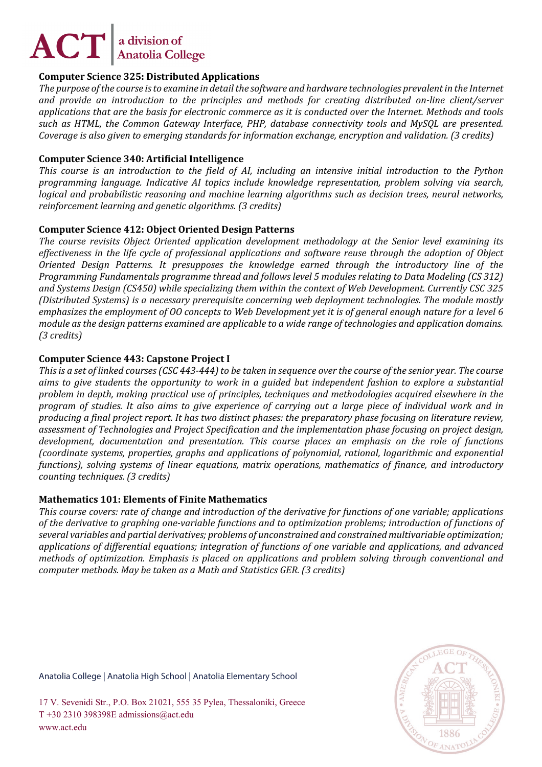**Computer Science 325: Distributed Applications**

*The purpose of the course is to examine in detail the software and hardware technologies prevalent in the Internet and provide an introduction to the principles and methods for creating distributed on-line client/server applications that are the basis for electronic commerce as it is conducted over the Internet. Methods and tools such as HTML, the Common Gateway Interface, PHP, database connectivity tools and MySQL are presented. Coverage is also given to emerging standards for information exchange, encryption and validation. (3 credits)*

**Computer Science 340: Artificial Intelligence**

*This course is an introduction to the field of AI, including an intensive initial introduction to the Python programming language. Indicative AI topics include knowledge representation, problem solving via search, logical and probabilistic reasoning and machine learning algorithms such as decision trees, neural networks, reinforcement learning and genetic algorithms. (3 credits)*

**Computer Science 412: Object Oriented Design Patterns**

*The course revisits Object Oriented application development methodology at the Senior level examining its effectiveness in the life cycle of professional applications and software reuse through the adoption of Object Oriented Design Patterns. It presupposes the knowledge earned through the introductory line of the Programming Fundamentals programme thread and follows level 5 modules relating to Data Modeling (CS 312) and Systems Design (CS450) while specializing them within the context of Web Development. Currently CSC 325 (Distributed Systems) is a necessary prerequisite concerning web deployment technologies. The module mostly emphasizes the employment of OO concepts to Web Development yet it is of general enough nature for a level 6 module as the design patterns examined are applicable to a wide range of technologies and application domains. (3 credits)*

**Computer Science 443: Capstone Project I**

*This is a set of linked courses (CSC 443-444) to be taken in sequence over the course of the senior year. The course aims to give students the opportunity to work in a guided but independent fashion to explore a substantial problem in depth, making practical use of principles, techniques and methodologies acquired elsewhere in the program of studies. It also aims to give experience of carrying out a large piece of individual work and in producing a final project report. It has two distinct phases: the preparatory phase focusing on literature review, assessment of Technologies and Project Specification and the implementation phase focusing on project design, development, documentation and presentation. This course places an emphasis on the role of functions (coordinate systems, properties, graphs and applications of polynomial, rational, logarithmic and exponential functions), solving systems of linear equations, matrix operations, mathematics of finance, and introductory counting techniques. (3 credits)*

**Mathematics 101: Elements of Finite Mathematics**

*This course covers: rate of change and introduction of the derivative for functions of one variable; applications of the derivative to graphing one-variable functions and to optimization problems; introduction of functions of several variables and partial derivatives; problems of unconstrained and constrained multivariable optimization; applications of differential equations; integration of functions of one variable and applications, and advanced methods of optimization. Emphasis is placed on applications and problem solving through conventional and computer methods. May be taken as a Math and Statistics GER. (3 credits)*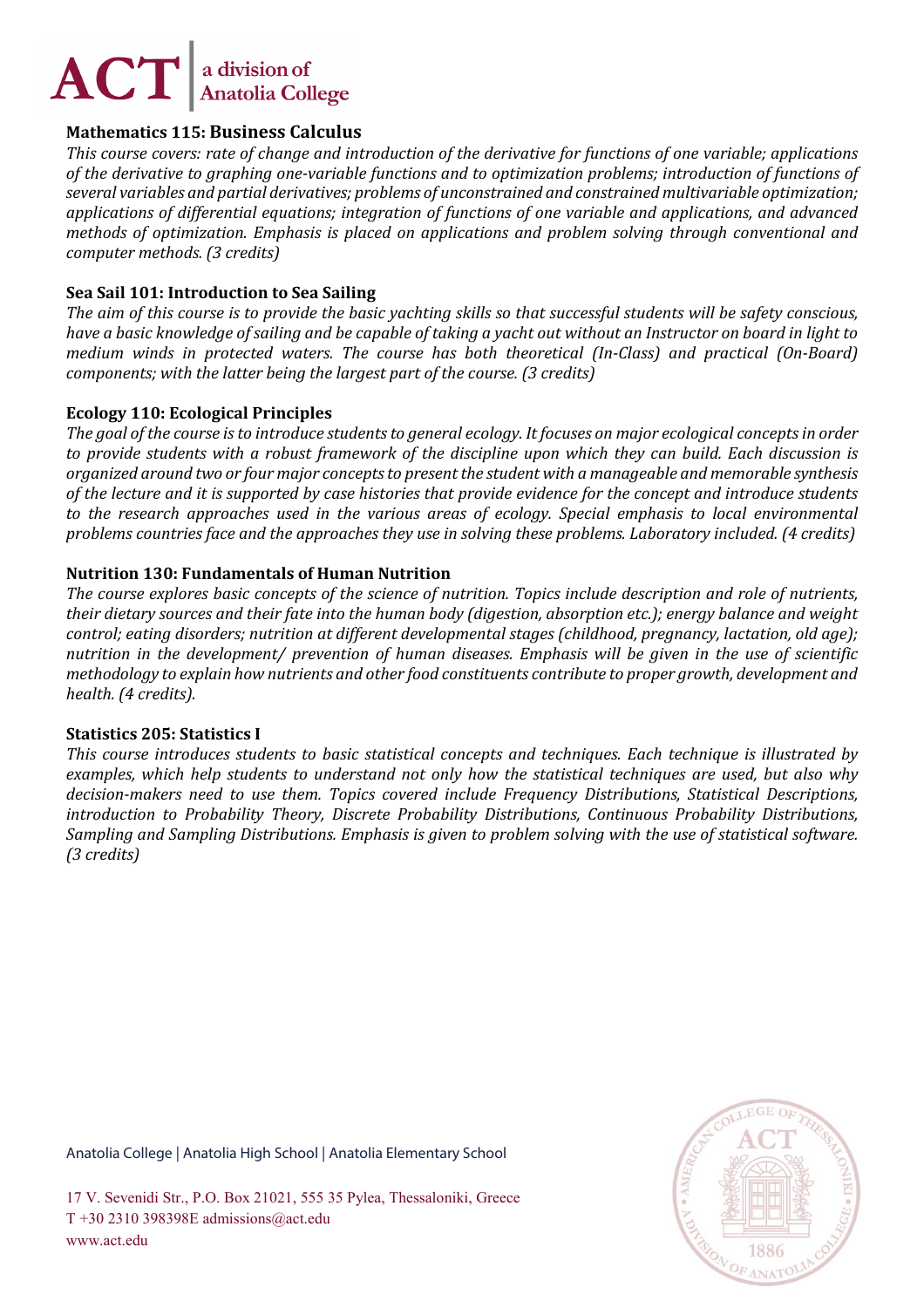**Mathematics 115: Business Calculus**

*This course covers: rate of change and introduction of the derivative for functions of one variable; applications of the derivative to graphing one-variable functions and to optimization problems; introduction of functions of several variables and partial derivatives; problems of unconstrained and constrained multivariable optimization; applications of differential equations; integration of functions of one variable and applications, and advanced methods of optimization. Emphasis is placed on applications and problem solving through conventional and computer methods. (3 credits)*

**Sea Sail 101: Introduction to Sea Sailing**

*The aim of this course is to provide the basic yachting skills so that successful students will be safety conscious, have a basic knowledge of sailing and be capable of taking a yacht out without an Instructor on board in light to medium winds in protected waters. The course has both theoretical (In-Class) and practical (On-Board) components; with the latter being the largest part of the course. (3 credits)*

**Ecology 110: Ecological Principles**

*The goal of the course is to introduce students to general ecology. It focuses on major ecological concepts in order to provide students with a robust framework of the discipline upon which they can build. Each discussion is organized around two or four major concepts to present the student with a manageable and memorable synthesis of the lecture and it is supported by case histories that provide evidence for the concept and introduce students to the research approaches used in the various areas of ecology. Special emphasis to local environmental problems countries face and the approaches they use in solving these problems. Laboratory included. (4 credits)*

**Nutrition 130: Fundamentals of Human Nutrition**

*The course explores basic concepts of the science of nutrition. Topics include description and role of nutrients, their dietary sources and their fate into the human body (digestion, absorption etc.); energy balance and weight control; eating disorders; nutrition at different developmental stages (childhood, pregnancy, lactation, old age); nutrition in the development/ prevention of human diseases. Emphasis will be given in the use of scientific methodology to explain how nutrients and other food constituents contribute to proper growth, development and health. (4 credits).*

**Statistics 205: Statistics I**

*This course introduces students to basic statistical concepts and techniques. Each technique is illustrated by examples, which help students to understand not only how the statistical techniques are used, but also why decision-makers need to use them. Topics covered include Frequency Distributions, Statistical Descriptions, introduction to Probability Theory, Discrete Probability Distributions, Continuous Probability Distributions, Sampling and Sampling Distributions. Emphasis is given to problem solving with the use of statistical software. (3 credits)*